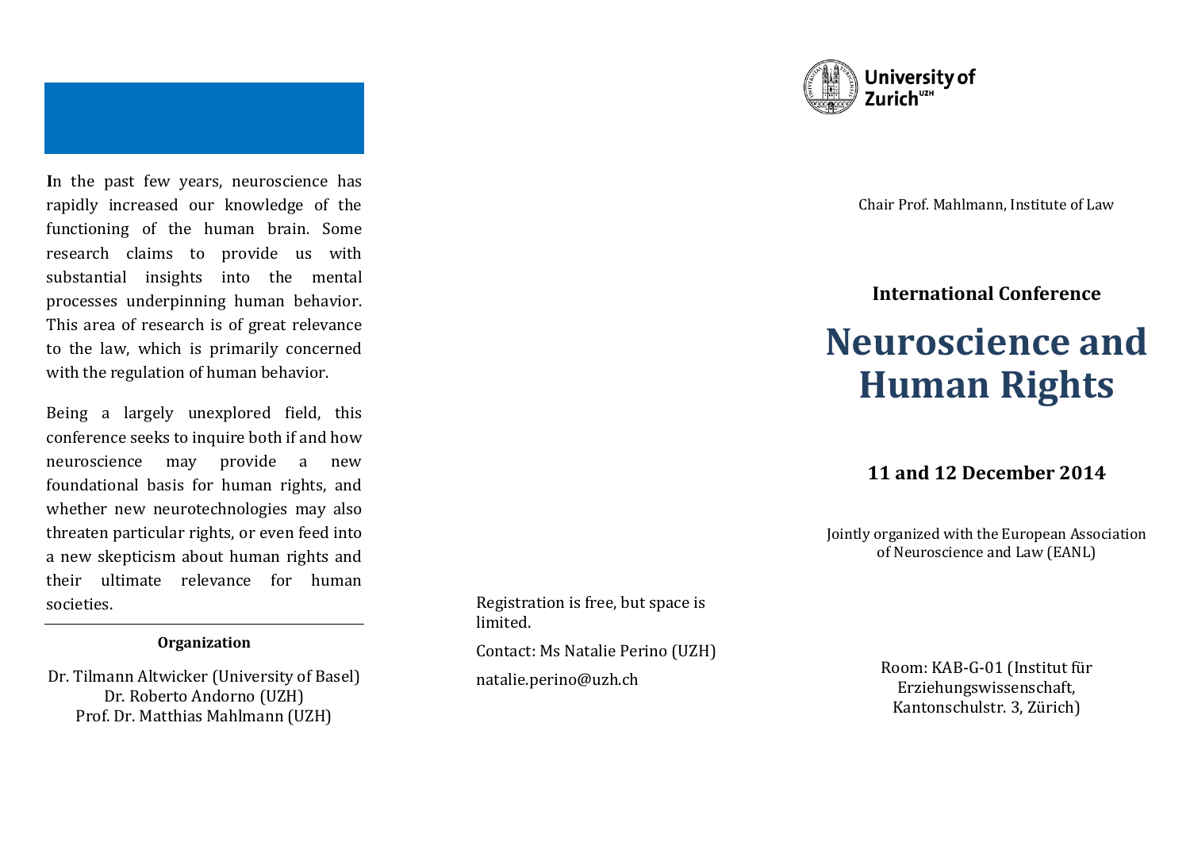University of Zurich[UZH]

Chair Prof. Mahlmann, Institute of Law

**International Conference**

# Neuroscience and Human Rights

## 11 and 12 December 2014

Jointly organized with the European Association of Neuroscience and Law (EANL)

Room: KAB-G-01 (Institut für Erziehungswissenschaft, Kantonschulstr. 3, Zürich)

In the past few years, neuroscience has rapidly increased our knowledge of the functioning of the human brain. Some research claims to provide us with substantial insights into the mental processes underpinning human behavior. This area of research is of great relevance to the law, which is primarily concerned with the regulation of human behavior.

Being a largely unexplored field, this conference seeks to inquire both if and how neuroscience may provide a new foundational basis for human rights, and whether new neurotechnologies may also threaten particular rights, or even feed into a new skepticism about human rights and their ultimate relevance for human societies.

---

**Organization**

Dr. Tilmann Altwicker (University of Basel)
Dr. Roberto Andorno (UZH)
Prof. Dr. Matthias Mahlmann (UZH)

Registration is free, but space is limited.

Contact: Ms Natalie Perino (UZH)

natalie.perino@uzh.ch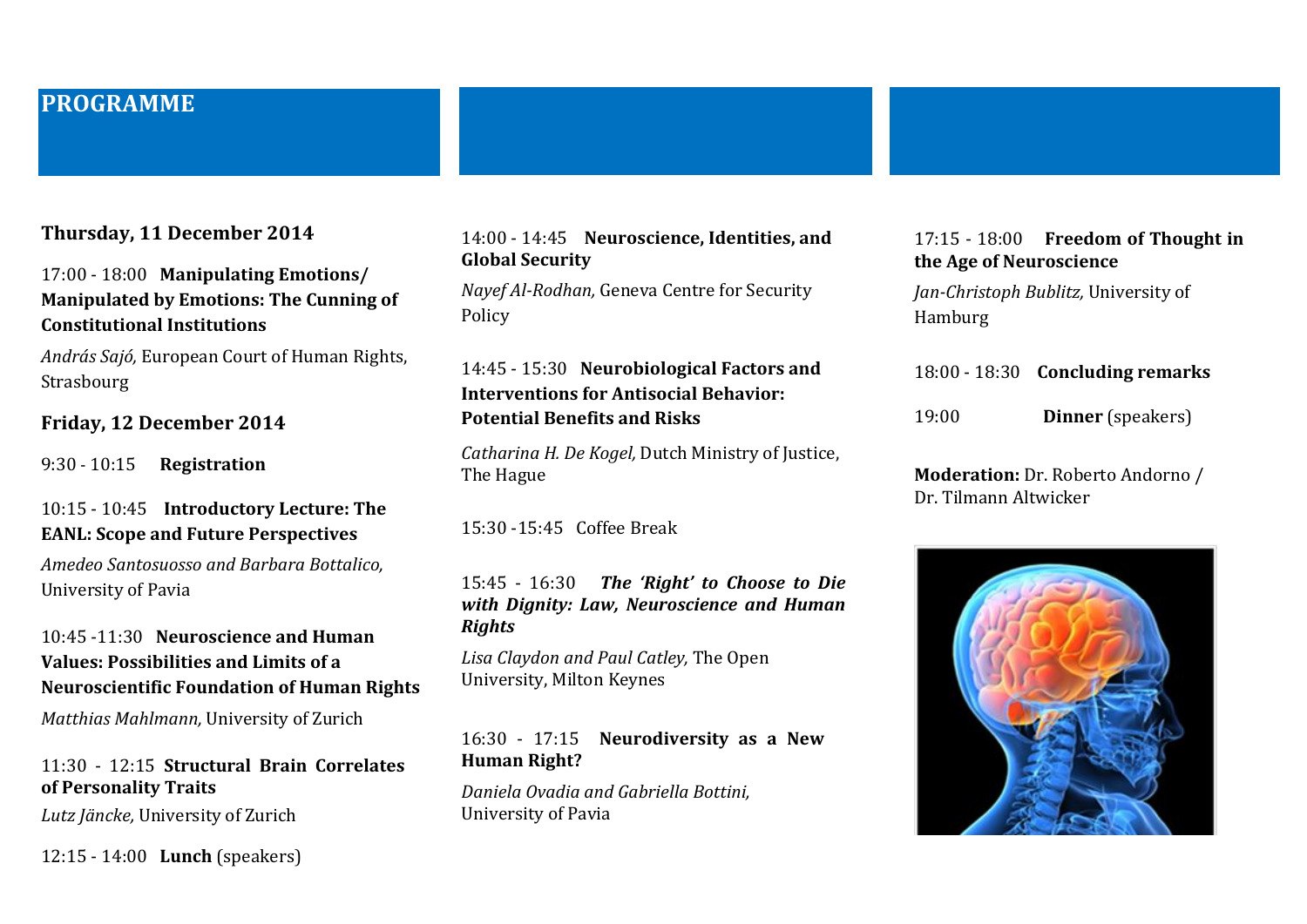# PROGRAMME

## Thursday, 11 December 2014

17:00 - 18:00 **Manipulating Emotions/ Manipulated by Emotions: The Cunning of Constitutional Institutions**

*András Sajó,* European Court of Human Rights, Strasbourg

## Friday, 12 December 2014

9:30 - 10:15 **Registration**

10:15 - 10:45 **Introductory Lecture: The EANL: Scope and Future Perspectives**

*Amedeo Santosuosso and Barbara Bottalico,* University of Pavia

10:45 -11:30 **Neuroscience and Human Values: Possibilities and Limits of a Neuroscientific Foundation of Human Rights**

*Matthias Mahlmann,* University of Zurich

11:30 - 12:15 **Structural Brain Correlates of Personality Traits**

*Lutz Jäncke,* University of Zurich

12:15 - 14:00 **Lunch** (speakers)

14:00 - 14:45 **Neuroscience, Identities, and Global Security**

*Nayef Al-Rodhan,* Geneva Centre for Security Policy

14:45 - 15:30 **Neurobiological Factors and Interventions for Antisocial Behavior: Potential Benefits and Risks**

*Catharina H. De Kogel,* Dutch Ministry of Justice, The Hague

15:30 -15:45 Coffee Break

15:45 - 16:30 ***The 'Right' to Choose to Die with Dignity: Law, Neuroscience and Human Rights***

*Lisa Claydon and Paul Catley,* The Open University, Milton Keynes

16:30 - 17:15 **Neurodiversity as a New Human Right?**

*Daniela Ovadia and Gabriella Bottini,* University of Pavia

17:15 - 18:00 **Freedom of Thought in the Age of Neuroscience**

*Jan-Christoph Bublitz,* University of Hamburg

18:00 - 18:30 **Concluding remarks**

19:00 **Dinner** (speakers)

**Moderation:** Dr. Roberto Andorno / Dr. Tilmann Altwicker